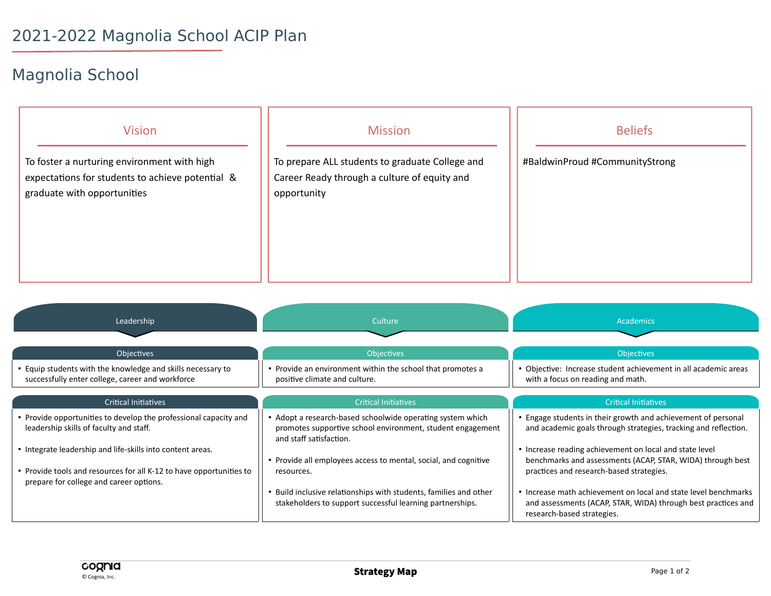# 2021-2022 Magnolia School ACIP Plan

## Magnolia School

### Vision

To foster a nurturing environment with high expectations for students to achieve potential & graduate with opportunities

### Mission

To prepare ALL students to graduate College and Career Ready through a culture of equity and opportunity

### Beliefs

#BaldwinProud #CommunityStrong

## Leadership

### Objectives

- Equip students with the knowledge and skills necessary to successfully enter college, career and workforce

### Critical Initiatives

- Provide opportunities to develop the professional capacity and leadership skills of faculty and staff.
- Integrate leadership and life-skills into content areas.
- Provide tools and resources for all K-12 to have opportunities to prepare for college and career options.

## Culture

### Objectives

- Provide an environment within the school that promotes a positive climate and culture.

### Critical Initiatives

- Adopt a research-based schoolwide operating system which promotes supportive school environment, student engagement and staff satisfaction.
- Provide all employees access to mental, social, and cognitive resources.
- Build inclusive relationships with students, families and other stakeholders to support successful learning partnerships.

## Academics

### Objectives

- Objective: Increase student achievement in all academic areas with a focus on reading and math.

### Critical Initiatives

- Engage students in their growth and achievement of personal and academic goals through strategies, tracking and reflection.
- Increase reading achievement on local and state level benchmarks and assessments (ACAP, STAR, WIDA) through best practices and research-based strategies.
- Increase math achievement on local and state level benchmarks and assessments (ACAP, STAR, WIDA) through best practices and research-based strategies.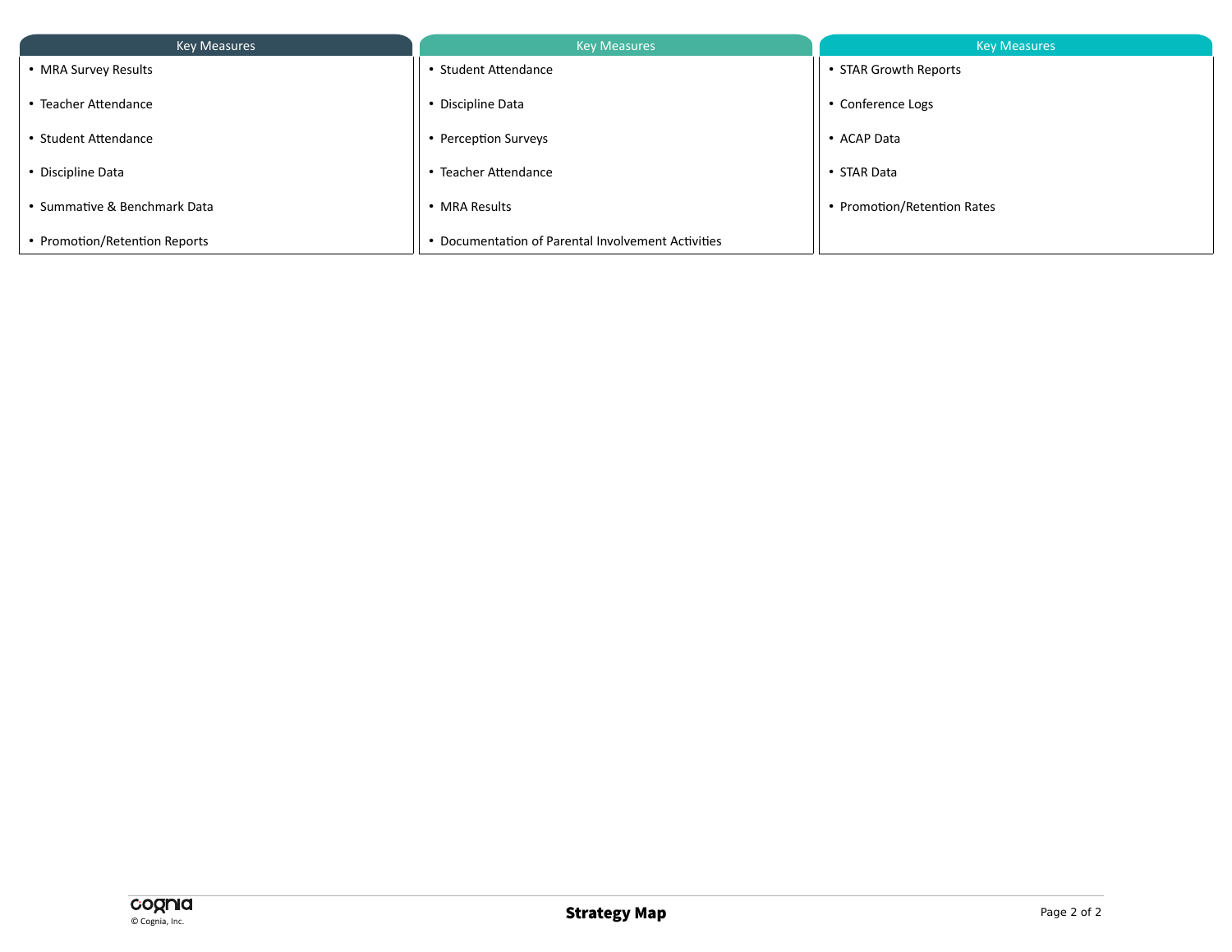| Key Measures | Key Measures | Key Measures |
|---|---|---|
| • MRA Survey Results<br>• Teacher Attendance<br>• Student Attendance<br>• Discipline Data<br>• Summative & Benchmark Data<br>• Promotion/Retention Reports | • Student Attendance<br>• Discipline Data<br>• Perception Surveys<br>• Teacher Attendance<br>• MRA Results<br>• Documentation of Parental Involvement Activities | • STAR Growth Reports<br>• Conference Logs<br>• ACAP Data<br>• STAR Data<br>• Promotion/Retention Rates |